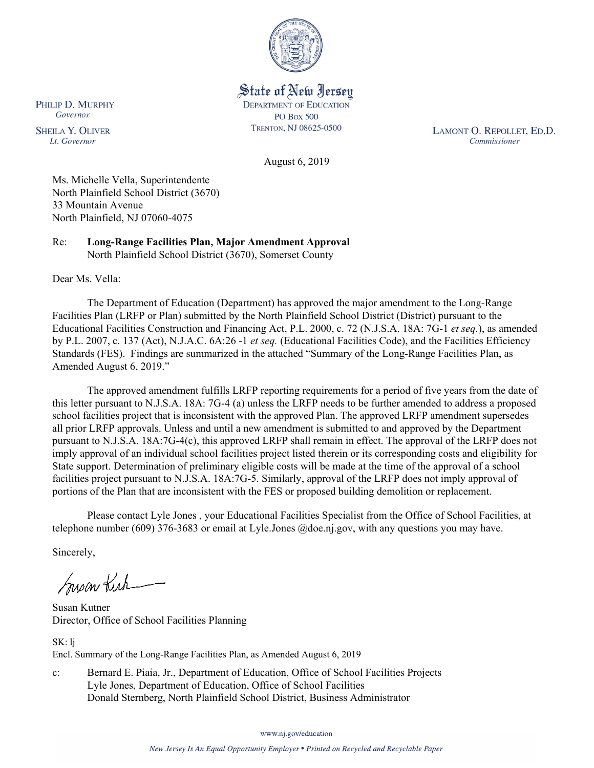State of New Jersey
DEPARTMENT OF EDUCATION
PO Box 500
TRENTON, NJ 08625-0500

PHILIP D. MURPHY
*Governor*

SHEILA Y. OLIVER
*Lt. Governor*

LAMONT O. REPOLLET, ED.D.
*Commissioner*

August 6, 2019

Ms. Michelle Vella, Superintendente
North Plainfield School District (3670)
33 Mountain Avenue
North Plainfield, NJ 07060-4075

Re: **Long-Range Facilities Plan, Major Amendment Approval**
North Plainfield School District (3670), Somerset County

Dear Ms. Vella:

The Department of Education (Department) has approved the major amendment to the Long-Range Facilities Plan (LRFP or Plan) submitted by the North Plainfield School District (District) pursuant to the Educational Facilities Construction and Financing Act, P.L. 2000, c. 72 (N.J.S.A. 18A: 7G-1 *et seq.*), as amended by P.L. 2007, c. 137 (Act), N.J.A.C. 6A:26 -1 *et seq.* (Educational Facilities Code), and the Facilities Efficiency Standards (FES). Findings are summarized in the attached "Summary of the Long-Range Facilities Plan, as Amended August 6, 2019."

The approved amendment fulfills LRFP reporting requirements for a period of five years from the date of this letter pursuant to N.J.S.A. 18A: 7G-4 (a) unless the LRFP needs to be further amended to address a proposed school facilities project that is inconsistent with the approved Plan. The approved LRFP amendment supersedes all prior LRFP approvals. Unless and until a new amendment is submitted to and approved by the Department pursuant to N.J.S.A. 18A:7G-4(c), this approved LRFP shall remain in effect. The approval of the LRFP does not imply approval of an individual school facilities project listed therein or its corresponding costs and eligibility for State support. Determination of preliminary eligible costs will be made at the time of the approval of a school facilities project pursuant to N.J.S.A. 18A:7G-5. Similarly, approval of the LRFP does not imply approval of portions of the Plan that are inconsistent with the FES or proposed building demolition or replacement.

Please contact Lyle Jones , your Educational Facilities Specialist from the Office of School Facilities, at telephone number (609) 376-3683 or email at Lyle.Jones @doe.nj.gov, with any questions you may have.

Sincerely,

Susan Kutner
Director, Office of School Facilities Planning

SK: lj
Encl. Summary of the Long-Range Facilities Plan, as Amended August 6, 2019

c: Bernard E. Piaia, Jr., Department of Education, Office of School Facilities Projects
Lyle Jones, Department of Education, Office of School Facilities
Donald Sternberg, North Plainfield School District, Business Administrator

www.nj.gov/education

*New Jersey Is An Equal Opportunity Employer • Printed on Recycled and Recyclable Paper*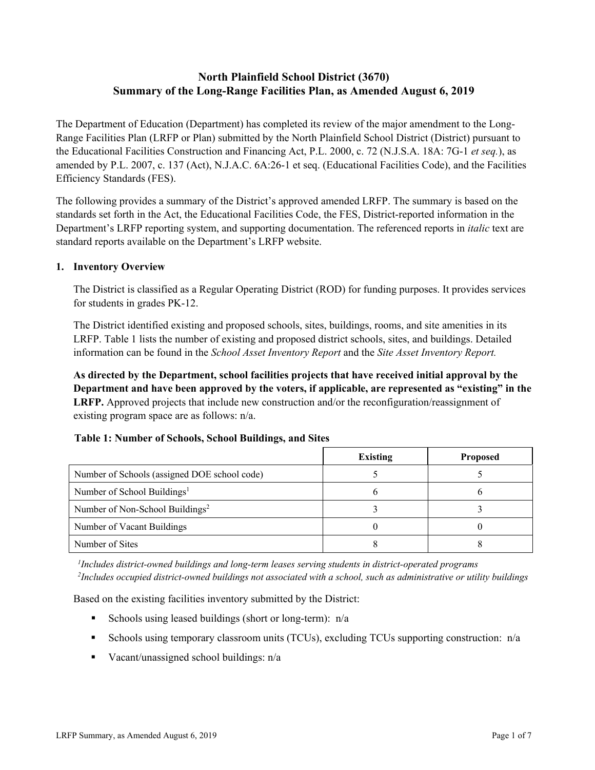# North Plainfield School District (3670)
## Summary of the Long-Range Facilities Plan, as Amended August 6, 2019

The Department of Education (Department) has completed its review of the major amendment to the Long-Range Facilities Plan (LRFP or Plan) submitted by the North Plainfield School District (District) pursuant to the Educational Facilities Construction and Financing Act, P.L. 2000, c. 72 (N.J.S.A. 18A: 7G-1 *et seq.*), as amended by P.L. 2007, c. 137 (Act), N.J.A.C. 6A:26-1 et seq. (Educational Facilities Code), and the Facilities Efficiency Standards (FES).

The following provides a summary of the District's approved amended LRFP. The summary is based on the standards set forth in the Act, the Educational Facilities Code, the FES, District-reported information in the Department's LRFP reporting system, and supporting documentation. The referenced reports in *italic* text are standard reports available on the Department's LRFP website.

### 1. Inventory Overview

The District is classified as a Regular Operating District (ROD) for funding purposes. It provides services for students in grades PK-12.

The District identified existing and proposed schools, sites, buildings, rooms, and site amenities in its LRFP. Table 1 lists the number of existing and proposed district schools, sites, and buildings. Detailed information can be found in the *School Asset Inventory Report* and the *Site Asset Inventory Report.*

**As directed by the Department, school facilities projects that have received initial approval by the Department and have been approved by the voters, if applicable, are represented as "existing" in the LRFP.** Approved projects that include new construction and/or the reconfiguration/reassignment of existing program space are as follows: n/a.

**Table 1: Number of Schools, School Buildings, and Sites**

| | Existing | Proposed |
|---|---|---|
| Number of Schools (assigned DOE school code) | 5 | 5 |
| Number of School Buildings[1] | 6 | 6 |
| Number of Non-School Buildings[2] | 3 | 3 |
| Number of Vacant Buildings | 0 | 0 |
| Number of Sites | 8 | 8 |

*[1]Includes district-owned buildings and long-term leases serving students in district-operated programs*
*[2]Includes occupied district-owned buildings not associated with a school, such as administrative or utility buildings*

Based on the existing facilities inventory submitted by the District:

- Schools using leased buildings (short or long-term): n/a
- Schools using temporary classroom units (TCUs), excluding TCUs supporting construction: n/a
- Vacant/unassigned school buildings: n/a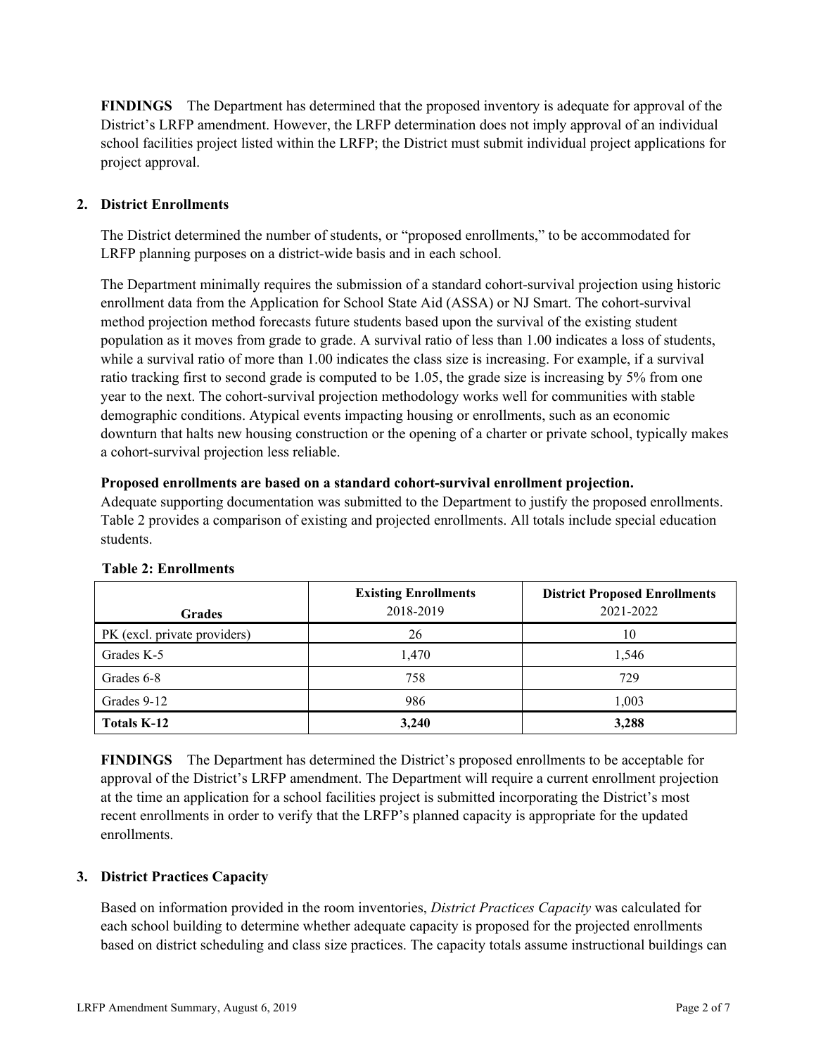**FINDINGS** The Department has determined that the proposed inventory is adequate for approval of the District's LRFP amendment. However, the LRFP determination does not imply approval of an individual school facilities project listed within the LRFP; the District must submit individual project applications for project approval.

## 2. District Enrollments

The District determined the number of students, or "proposed enrollments," to be accommodated for LRFP planning purposes on a district-wide basis and in each school.

The Department minimally requires the submission of a standard cohort-survival projection using historic enrollment data from the Application for School State Aid (ASSA) or NJ Smart. The cohort-survival method projection method forecasts future students based upon the survival of the existing student population as it moves from grade to grade. A survival ratio of less than 1.00 indicates a loss of students, while a survival ratio of more than 1.00 indicates the class size is increasing. For example, if a survival ratio tracking first to second grade is computed to be 1.05, the grade size is increasing by 5% from one year to the next. The cohort-survival projection methodology works well for communities with stable demographic conditions. Atypical events impacting housing or enrollments, such as an economic downturn that halts new housing construction or the opening of a charter or private school, typically makes a cohort-survival projection less reliable.

**Proposed enrollments are based on a standard cohort-survival enrollment projection.**
Adequate supporting documentation was submitted to the Department to justify the proposed enrollments. Table 2 provides a comparison of existing and projected enrollments. All totals include special education students.

**Table 2: Enrollments**

| Grades | Existing Enrollments 2018-2019 | District Proposed Enrollments 2021-2022 |
|---|---|---|
| PK (excl. private providers) | 26 | 10 |
| Grades K-5 | 1,470 | 1,546 |
| Grades 6-8 | 758 | 729 |
| Grades 9-12 | 986 | 1,003 |
| **Totals K-12** | **3,240** | **3,288** |

**FINDINGS** The Department has determined the District's proposed enrollments to be acceptable for approval of the District's LRFP amendment. The Department will require a current enrollment projection at the time an application for a school facilities project is submitted incorporating the District's most recent enrollments in order to verify that the LRFP's planned capacity is appropriate for the updated enrollments.

## 3. District Practices Capacity

Based on information provided in the room inventories, *District Practices Capacity* was calculated for each school building to determine whether adequate capacity is proposed for the projected enrollments based on district scheduling and class size practices. The capacity totals assume instructional buildings can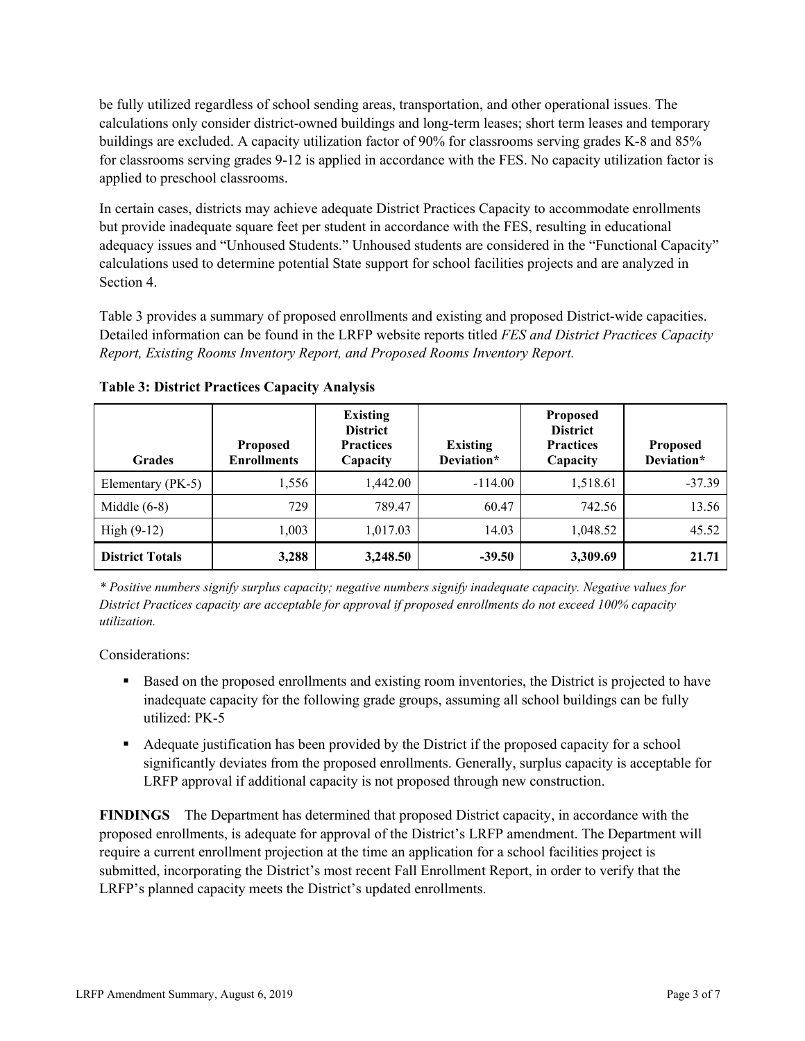be fully utilized regardless of school sending areas, transportation, and other operational issues. The calculations only consider district-owned buildings and long-term leases; short term leases and temporary buildings are excluded. A capacity utilization factor of 90% for classrooms serving grades K-8 and 85% for classrooms serving grades 9-12 is applied in accordance with the FES. No capacity utilization factor is applied to preschool classrooms.

In certain cases, districts may achieve adequate District Practices Capacity to accommodate enrollments but provide inadequate square feet per student in accordance with the FES, resulting in educational adequacy issues and "Unhoused Students." Unhoused students are considered in the "Functional Capacity" calculations used to determine potential State support for school facilities projects and are analyzed in Section 4.

Table 3 provides a summary of proposed enrollments and existing and proposed District-wide capacities. Detailed information can be found in the LRFP website reports titled *FES and District Practices Capacity Report, Existing Rooms Inventory Report, and Proposed Rooms Inventory Report.*

**Table 3: District Practices Capacity Analysis**

| Grades | Proposed Enrollments | Existing District Practices Capacity | Existing Deviation* | Proposed District Practices Capacity | Proposed Deviation* |
|---|---|---|---|---|---|
| Elementary (PK-5) | 1,556 | 1,442.00 | -114.00 | 1,518.61 | -37.39 |
| Middle (6-8) | 729 | 789.47 | 60.47 | 742.56 | 13.56 |
| High (9-12) | 1,003 | 1,017.03 | 14.03 | 1,048.52 | 45.52 |
| **District Totals** | **3,288** | **3,248.50** | **-39.50** | **3,309.69** | **21.71** |

*\* Positive numbers signify surplus capacity; negative numbers signify inadequate capacity. Negative values for District Practices capacity are acceptable for approval if proposed enrollments do not exceed 100% capacity utilization.*

Considerations:

- Based on the proposed enrollments and existing room inventories, the District is projected to have inadequate capacity for the following grade groups, assuming all school buildings can be fully utilized: PK-5
- Adequate justification has been provided by the District if the proposed capacity for a school significantly deviates from the proposed enrollments. Generally, surplus capacity is acceptable for LRFP approval if additional capacity is not proposed through new construction.

**FINDINGS** The Department has determined that proposed District capacity, in accordance with the proposed enrollments, is adequate for approval of the District's LRFP amendment. The Department will require a current enrollment projection at the time an application for a school facilities project is submitted, incorporating the District's most recent Fall Enrollment Report, in order to verify that the LRFP's planned capacity meets the District's updated enrollments.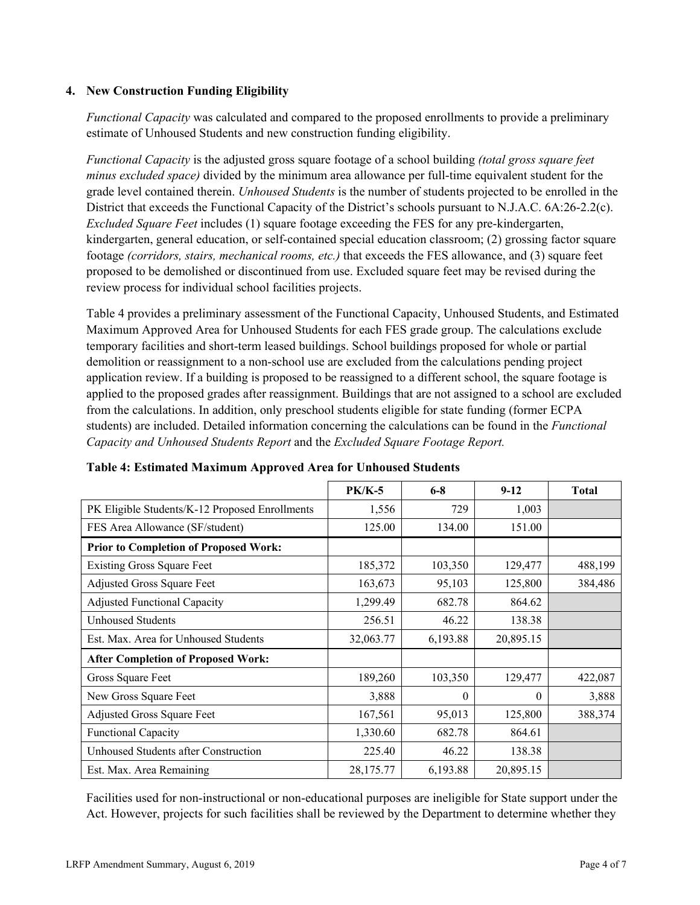### 4. New Construction Funding Eligibility

*Functional Capacity* was calculated and compared to the proposed enrollments to provide a preliminary estimate of Unhoused Students and new construction funding eligibility.

*Functional Capacity* is the adjusted gross square footage of a school building *(total gross square feet minus excluded space)* divided by the minimum area allowance per full-time equivalent student for the grade level contained therein. *Unhoused Students* is the number of students projected to be enrolled in the District that exceeds the Functional Capacity of the District's schools pursuant to N.J.A.C. 6A:26-2.2(c). *Excluded Square Feet* includes (1) square footage exceeding the FES for any pre-kindergarten, kindergarten, general education, or self-contained special education classroom; (2) grossing factor square footage *(corridors, stairs, mechanical rooms, etc.)* that exceeds the FES allowance, and (3) square feet proposed to be demolished or discontinued from use. Excluded square feet may be revised during the review process for individual school facilities projects.

Table 4 provides a preliminary assessment of the Functional Capacity, Unhoused Students, and Estimated Maximum Approved Area for Unhoused Students for each FES grade group. The calculations exclude temporary facilities and short-term leased buildings. School buildings proposed for whole or partial demolition or reassignment to a non-school use are excluded from the calculations pending project application review. If a building is proposed to be reassigned to a different school, the square footage is applied to the proposed grades after reassignment. Buildings that are not assigned to a school are excluded from the calculations. In addition, only preschool students eligible for state funding (former ECPA students) are included. Detailed information concerning the calculations can be found in the *Functional Capacity and Unhoused Students Report* and the *Excluded Square Footage Report.*

**Table 4: Estimated Maximum Approved Area for Unhoused Students**

| | PK/K-5 | 6-8 | 9-12 | Total |
|---|---|---|---|---|
| PK Eligible Students/K-12 Proposed Enrollments | 1,556 | 729 | 1,003 | |
| FES Area Allowance (SF/student) | 125.00 | 134.00 | 151.00 | |
| **Prior to Completion of Proposed Work:** | | | | |
| Existing Gross Square Feet | 185,372 | 103,350 | 129,477 | 488,199 |
| Adjusted Gross Square Feet | 163,673 | 95,103 | 125,800 | 384,486 |
| Adjusted Functional Capacity | 1,299.49 | 682.78 | 864.62 | |
| Unhoused Students | 256.51 | 46.22 | 138.38 | |
| Est. Max. Area for Unhoused Students | 32,063.77 | 6,193.88 | 20,895.15 | |
| **After Completion of Proposed Work:** | | | | |
| Gross Square Feet | 189,260 | 103,350 | 129,477 | 422,087 |
| New Gross Square Feet | 3,888 | 0 | 0 | 3,888 |
| Adjusted Gross Square Feet | 167,561 | 95,013 | 125,800 | 388,374 |
| Functional Capacity | 1,330.60 | 682.78 | 864.61 | |
| Unhoused Students after Construction | 225.40 | 46.22 | 138.38 | |
| Est. Max. Area Remaining | 28,175.77 | 6,193.88 | 20,895.15 | |

Facilities used for non-instructional or non-educational purposes are ineligible for State support under the Act. However, projects for such facilities shall be reviewed by the Department to determine whether they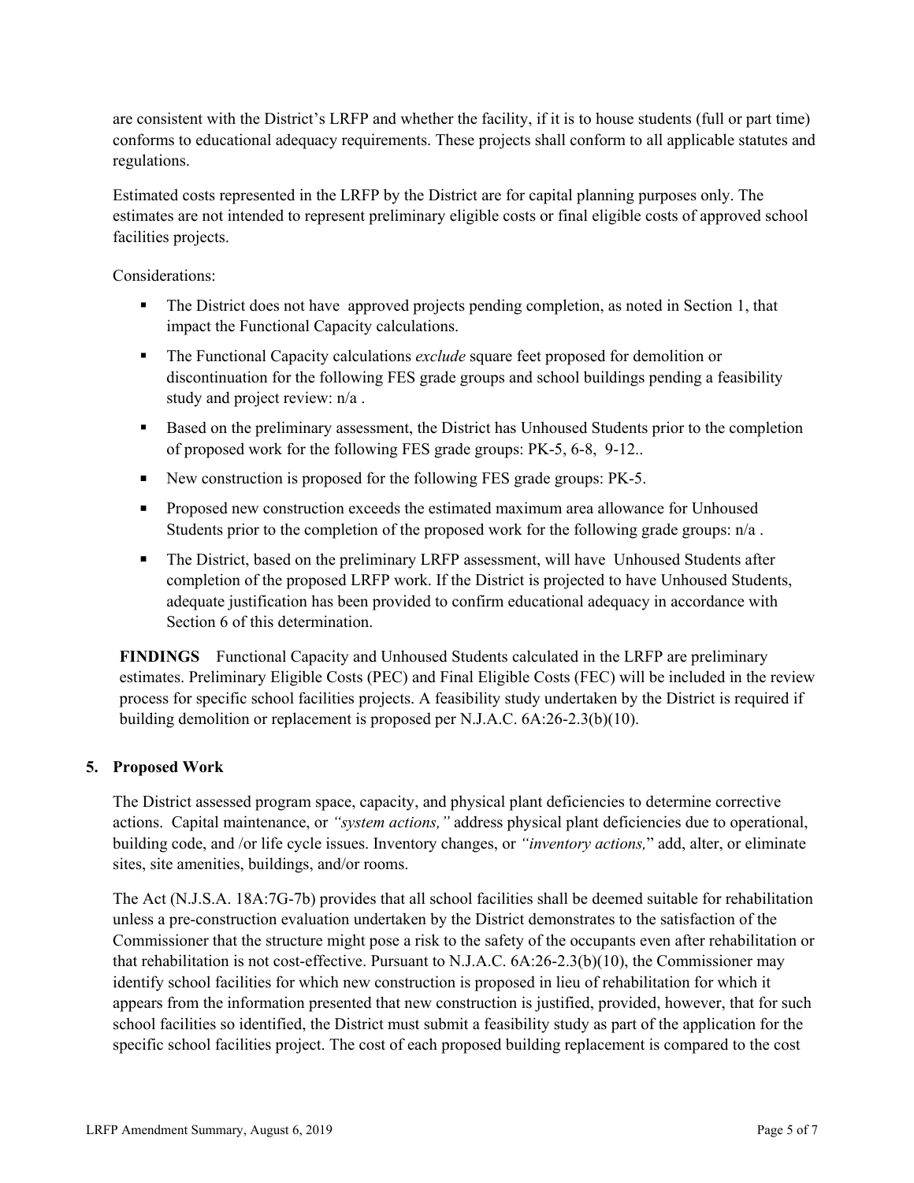are consistent with the District's LRFP and whether the facility, if it is to house students (full or part time) conforms to educational adequacy requirements. These projects shall conform to all applicable statutes and regulations.

Estimated costs represented in the LRFP by the District are for capital planning purposes only. The estimates are not intended to represent preliminary eligible costs or final eligible costs of approved school facilities projects.

Considerations:

- The District does not have approved projects pending completion, as noted in Section 1, that impact the Functional Capacity calculations.
- The Functional Capacity calculations *exclude* square feet proposed for demolition or discontinuation for the following FES grade groups and school buildings pending a feasibility study and project review: n/a .
- Based on the preliminary assessment, the District has Unhoused Students prior to the completion of proposed work for the following FES grade groups: PK-5, 6-8, 9-12..
- New construction is proposed for the following FES grade groups: PK-5.
- Proposed new construction exceeds the estimated maximum area allowance for Unhoused Students prior to the completion of the proposed work for the following grade groups: n/a .
- The District, based on the preliminary LRFP assessment, will have Unhoused Students after completion of the proposed LRFP work. If the District is projected to have Unhoused Students, adequate justification has been provided to confirm educational adequacy in accordance with Section 6 of this determination.

**FINDINGS** Functional Capacity and Unhoused Students calculated in the LRFP are preliminary estimates. Preliminary Eligible Costs (PEC) and Final Eligible Costs (FEC) will be included in the review process for specific school facilities projects. A feasibility study undertaken by the District is required if building demolition or replacement is proposed per N.J.A.C. 6A:26-2.3(b)(10).

## 5. Proposed Work

The District assessed program space, capacity, and physical plant deficiencies to determine corrective actions. Capital maintenance, or *"system actions,"* address physical plant deficiencies due to operational, building code, and /or life cycle issues. Inventory changes, or *"inventory actions,"* add, alter, or eliminate sites, site amenities, buildings, and/or rooms.

The Act (N.J.S.A. 18A:7G-7b) provides that all school facilities shall be deemed suitable for rehabilitation unless a pre-construction evaluation undertaken by the District demonstrates to the satisfaction of the Commissioner that the structure might pose a risk to the safety of the occupants even after rehabilitation or that rehabilitation is not cost-effective. Pursuant to N.J.A.C. 6A:26-2.3(b)(10), the Commissioner may identify school facilities for which new construction is proposed in lieu of rehabilitation for which it appears from the information presented that new construction is justified, provided, however, that for such school facilities so identified, the District must submit a feasibility study as part of the application for the specific school facilities project. The cost of each proposed building replacement is compared to the cost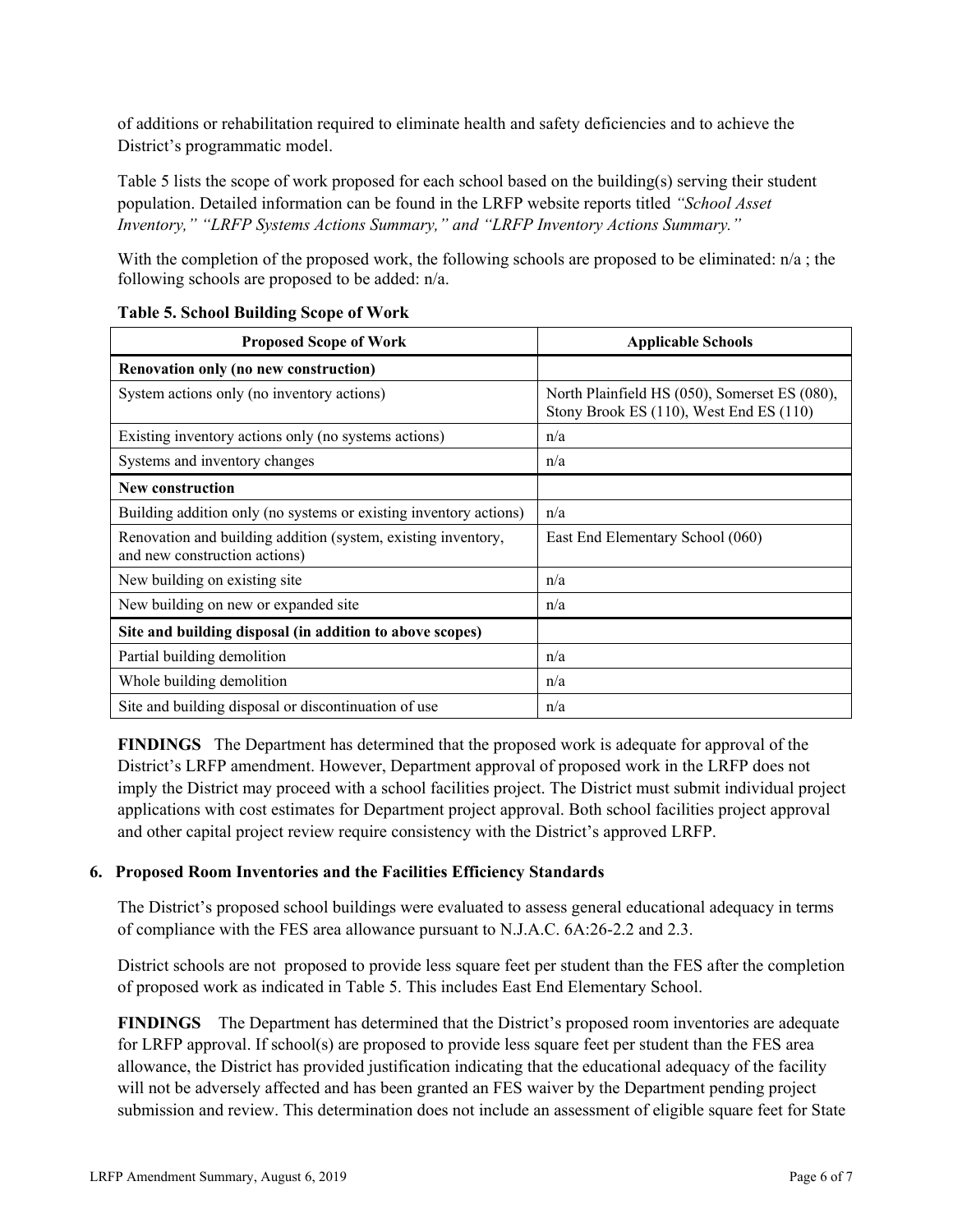of additions or rehabilitation required to eliminate health and safety deficiencies and to achieve the District's programmatic model.

Table 5 lists the scope of work proposed for each school based on the building(s) serving their student population. Detailed information can be found in the LRFP website reports titled *"School Asset Inventory," "LRFP Systems Actions Summary," and "LRFP Inventory Actions Summary."*

With the completion of the proposed work, the following schools are proposed to be eliminated: n/a ; the following schools are proposed to be added: n/a.

**Table 5. School Building Scope of Work**

| Proposed Scope of Work | Applicable Schools |
|---|---|
| **Renovation only (no new construction)** | |
| System actions only (no inventory actions) | North Plainfield HS (050), Somerset ES (080), Stony Brook ES (110), West End ES (110) |
| Existing inventory actions only (no systems actions) | n/a |
| Systems and inventory changes | n/a |
| **New construction** | |
| Building addition only (no systems or existing inventory actions) | n/a |
| Renovation and building addition (system, existing inventory, and new construction actions) | East End Elementary School (060) |
| New building on existing site | n/a |
| New building on new or expanded site | n/a |
| **Site and building disposal (in addition to above scopes)** | |
| Partial building demolition | n/a |
| Whole building demolition | n/a |
| Site and building disposal or discontinuation of use | n/a |

**FINDINGS** The Department has determined that the proposed work is adequate for approval of the District's LRFP amendment. However, Department approval of proposed work in the LRFP does not imply the District may proceed with a school facilities project. The District must submit individual project applications with cost estimates for Department project approval. Both school facilities project approval and other capital project review require consistency with the District's approved LRFP.

### 6. Proposed Room Inventories and the Facilities Efficiency Standards

The District's proposed school buildings were evaluated to assess general educational adequacy in terms of compliance with the FES area allowance pursuant to N.J.A.C. 6A:26-2.2 and 2.3.

District schools are not proposed to provide less square feet per student than the FES after the completion of proposed work as indicated in Table 5. This includes East End Elementary School.

**FINDINGS** The Department has determined that the District's proposed room inventories are adequate for LRFP approval. If school(s) are proposed to provide less square feet per student than the FES area allowance, the District has provided justification indicating that the educational adequacy of the facility will not be adversely affected and has been granted an FES waiver by the Department pending project submission and review. This determination does not include an assessment of eligible square feet for State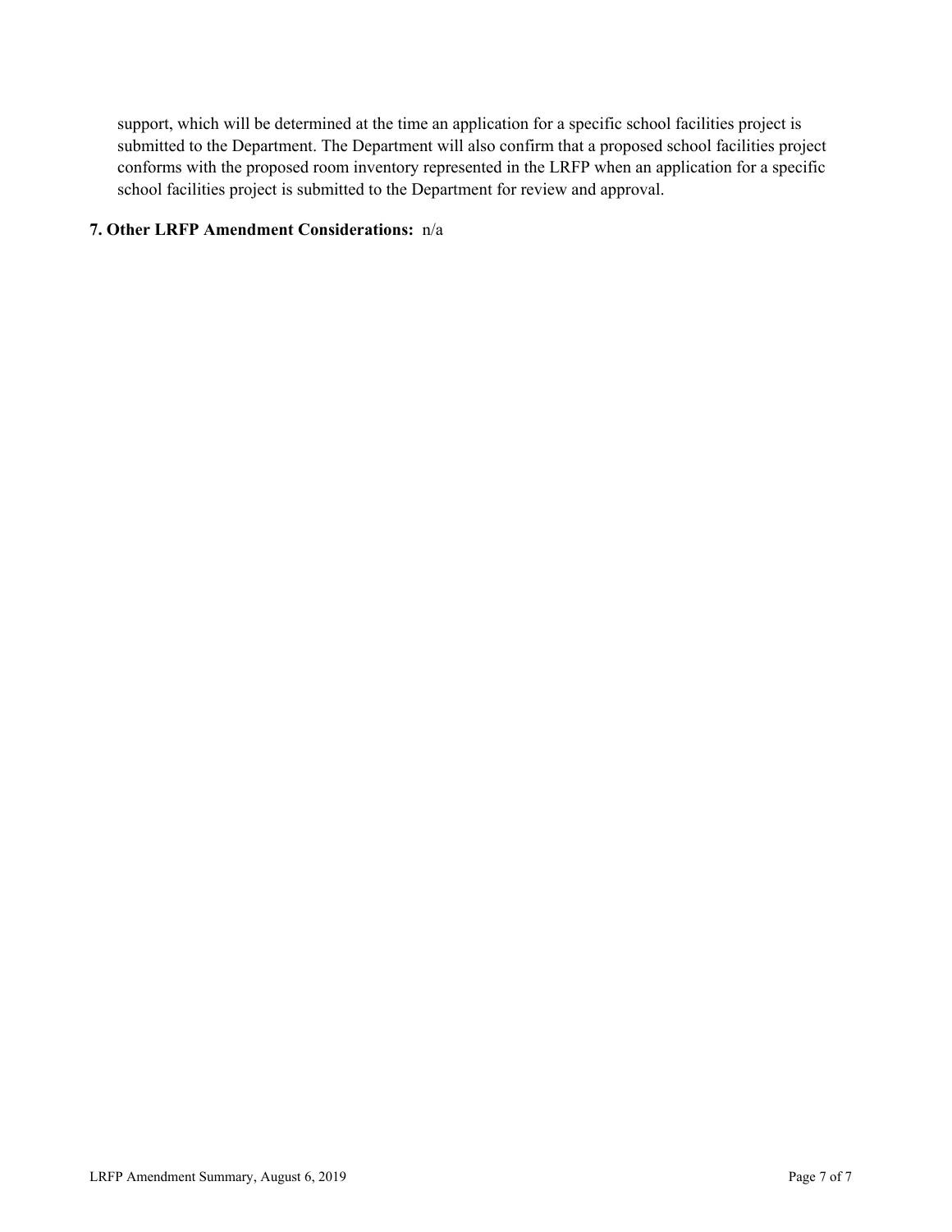support, which will be determined at the time an application for a specific school facilities project is submitted to the Department. The Department will also confirm that a proposed school facilities project conforms with the proposed room inventory represented in the LRFP when an application for a specific school facilities project is submitted to the Department for review and approval.

**7. Other LRFP Amendment Considerations:** n/a